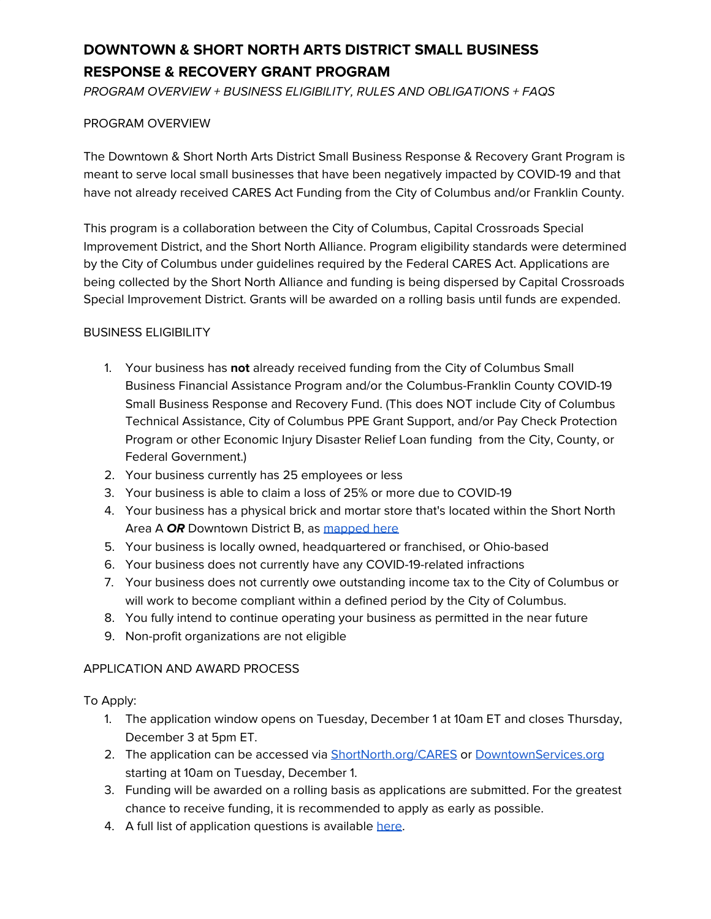# DOWNTOWN & SHORT NORTH ARTS DISTRICT SMALL BUSINESS RESPONSE & RECOVERY GRANT PROGRAM

*PROGRAM OVERVIEW + BUSINESS ELIGIBILITY, RULES AND OBLIGATIONS + FAQS*

## PROGRAM OVERVIEW

The Downtown & Short North Arts District Small Business Response & Recovery Grant Program is meant to serve local small businesses that have been negatively impacted by COVID-19 and that have not already received CARES Act Funding from the City of Columbus and/or Franklin County.

This program is a collaboration between the City of Columbus, Capital Crossroads Special Improvement District, and the Short North Alliance. Program eligibility standards were determined by the City of Columbus under guidelines required by the Federal CARES Act. Applications are being collected by the Short North Alliance and funding is being dispersed by Capital Crossroads Special Improvement District. Grants will be awarded on a rolling basis until funds are expended.

## BUSINESS ELIGIBILITY

1. Your business has **not** already received funding from the City of Columbus Small Business Financial Assistance Program and/or the Columbus-Franklin County COVID-19 Small Business Response and Recovery Fund. (This does NOT include City of Columbus Technical Assistance, City of Columbus PPE Grant Support, and/or Pay Check Protection Program or other Economic Injury Disaster Relief Loan funding from the City, County, or Federal Government.)
2. Your business currently has 25 employees or less
3. Your business is able to claim a loss of 25% or more due to COVID-19
4. Your business has a physical brick and mortar store that's located within the Short North Area A ***OR*** Downtown District B, as [mapped here]()
5. Your business is locally owned, headquartered or franchised, or Ohio-based
6. Your business does not currently have any COVID-19-related infractions
7. Your business does not currently owe outstanding income tax to the City of Columbus or will work to become compliant within a defined period by the City of Columbus.
8. You fully intend to continue operating your business as permitted in the near future
9. Non-profit organizations are not eligible

## APPLICATION AND AWARD PROCESS

To Apply:

1. The application window opens on Tuesday, December 1 at 10am ET and closes Thursday, December 3 at 5pm ET.
2. The application can be accessed via [ShortNorth.org/CARES]() or [DowntownServices.org]() starting at 10am on Tuesday, December 1.
3. Funding will be awarded on a rolling basis as applications are submitted. For the greatest chance to receive funding, it is recommended to apply as early as possible.
4. A full list of application questions is available [here]().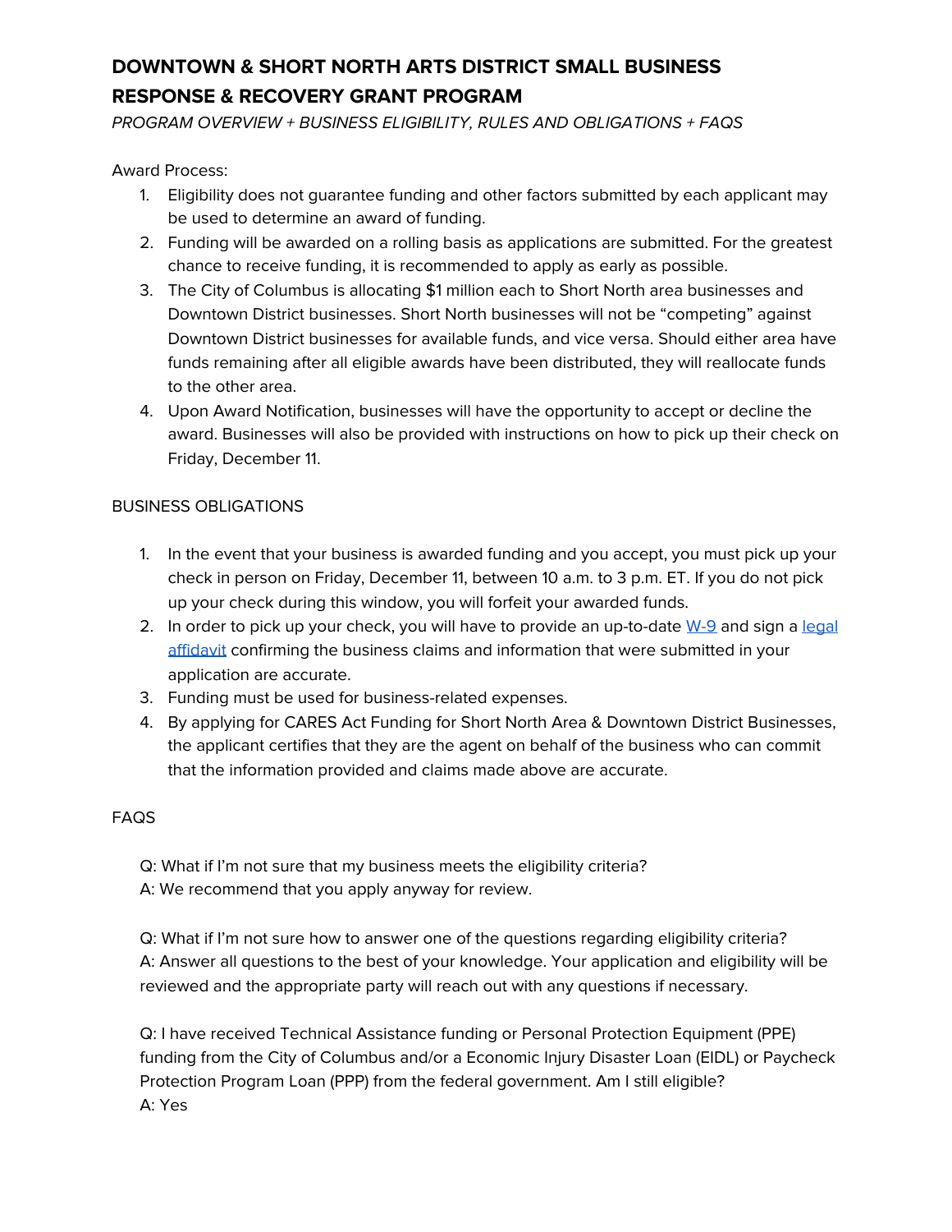# DOWNTOWN & SHORT NORTH ARTS DISTRICT SMALL BUSINESS RESPONSE & RECOVERY GRANT PROGRAM

*PROGRAM OVERVIEW + BUSINESS ELIGIBILITY, RULES AND OBLIGATIONS + FAQS*

Award Process:

1. Eligibility does not guarantee funding and other factors submitted by each applicant may be used to determine an award of funding.
2. Funding will be awarded on a rolling basis as applications are submitted. For the greatest chance to receive funding, it is recommended to apply as early as possible.
3. The City of Columbus is allocating $1 million each to Short North area businesses and Downtown District businesses. Short North businesses will not be "competing" against Downtown District businesses for available funds, and vice versa. Should either area have funds remaining after all eligible awards have been distributed, they will reallocate funds to the other area.
4. Upon Award Notification, businesses will have the opportunity to accept or decline the award. Businesses will also be provided with instructions on how to pick up their check on Friday, December 11.

BUSINESS OBLIGATIONS

1. In the event that your business is awarded funding and you accept, you must pick up your check in person on Friday, December 11, between 10 a.m. to 3 p.m. ET. If you do not pick up your check during this window, you will forfeit your awarded funds.
2. In order to pick up your check, you will have to provide an up-to-date W-9 and sign a legal affidavit confirming the business claims and information that were submitted in your application are accurate.
3. Funding must be used for business-related expenses.
4. By applying for CARES Act Funding for Short North Area & Downtown District Businesses, the applicant certifies that they are the agent on behalf of the business who can commit that the information provided and claims made above are accurate.

FAQS

Q: What if I'm not sure that my business meets the eligibility criteria?
A: We recommend that you apply anyway for review.

Q: What if I'm not sure how to answer one of the questions regarding eligibility criteria?
A: Answer all questions to the best of your knowledge. Your application and eligibility will be reviewed and the appropriate party will reach out with any questions if necessary.

Q: I have received Technical Assistance funding or Personal Protection Equipment (PPE) funding from the City of Columbus and/or a Economic Injury Disaster Loan (EIDL) or Paycheck Protection Program Loan (PPP) from the federal government. Am I still eligible?
A: Yes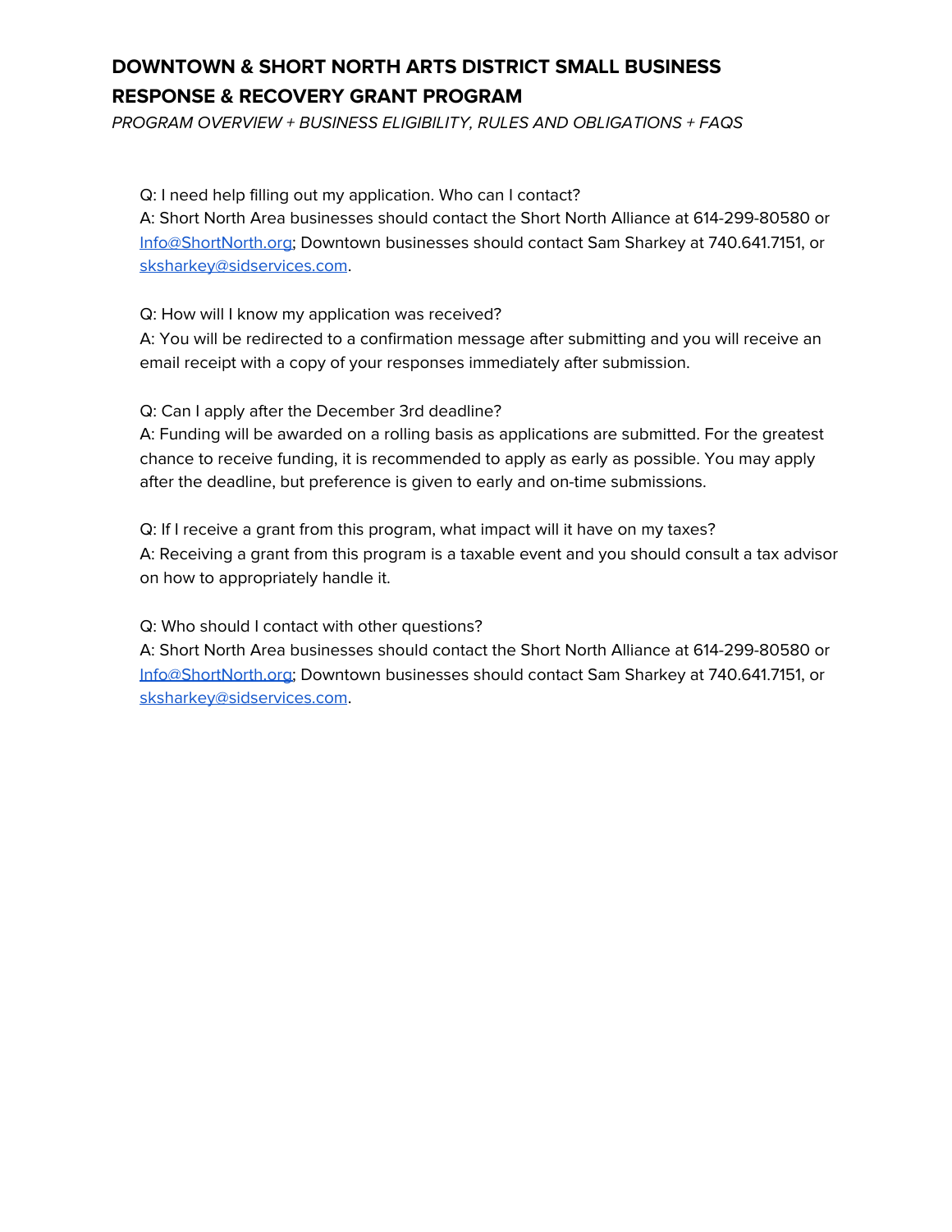Q: I need help filling out my application. Who can I contact?
A: Short North Area businesses should contact the Short North Alliance at 614-299-80580 or Info@ShortNorth.org; Downtown businesses should contact Sam Sharkey at 740.641.7151, or sksharkey@sidservices.com.

Q: How will I know my application was received?
A: You will be redirected to a confirmation message after submitting and you will receive an email receipt with a copy of your responses immediately after submission.

Q: Can I apply after the December 3rd deadline?
A: Funding will be awarded on a rolling basis as applications are submitted. For the greatest chance to receive funding, it is recommended to apply as early as possible. You may apply after the deadline, but preference is given to early and on-time submissions.

Q: If I receive a grant from this program, what impact will it have on my taxes?
A: Receiving a grant from this program is a taxable event and you should consult a tax advisor on how to appropriately handle it.

Q: Who should I contact with other questions?
A: Short North Area businesses should contact the Short North Alliance at 614-299-80580 or Info@ShortNorth.org; Downtown businesses should contact Sam Sharkey at 740.641.7151, or sksharkey@sidservices.com.